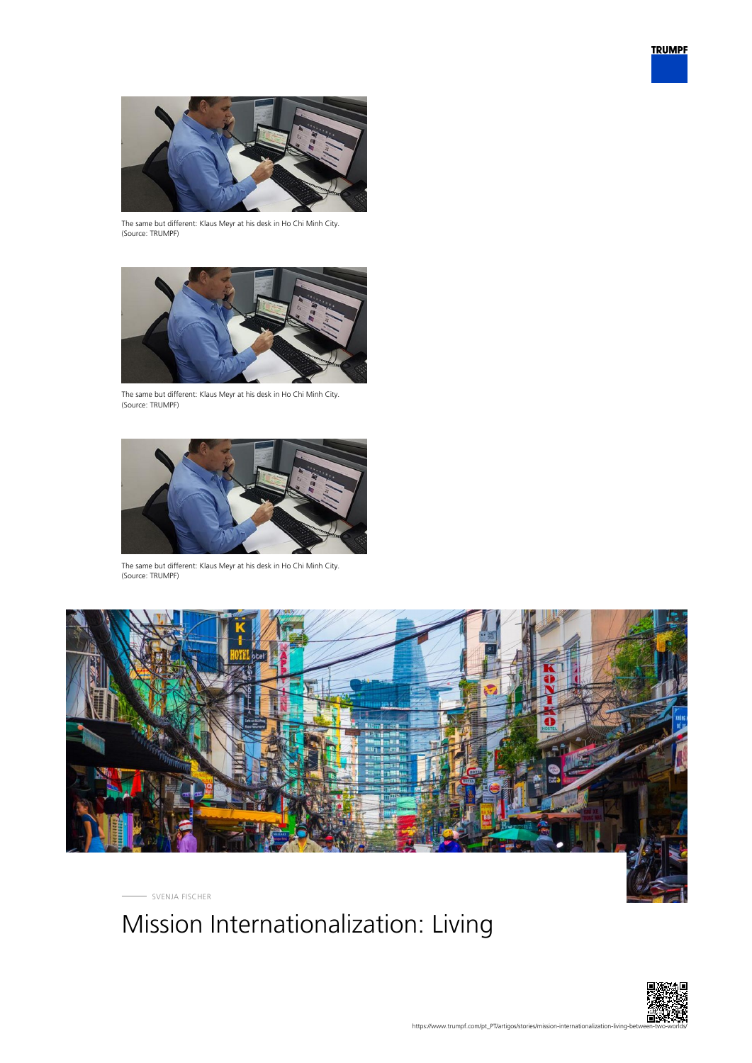The same but different: Klaus Meyr at his desk in Ho Chi Minh City. (Source: TRUMPF)

The same but different: Klaus Meyr at his desk in Ho Chi Minh City. (Source: TRUMPF)

The same but different: Klaus Meyr at his desk in Ho Chi Minh City. (Source: TRUMPF)

SVENJA FISCHER

# Mission Internationalization: Living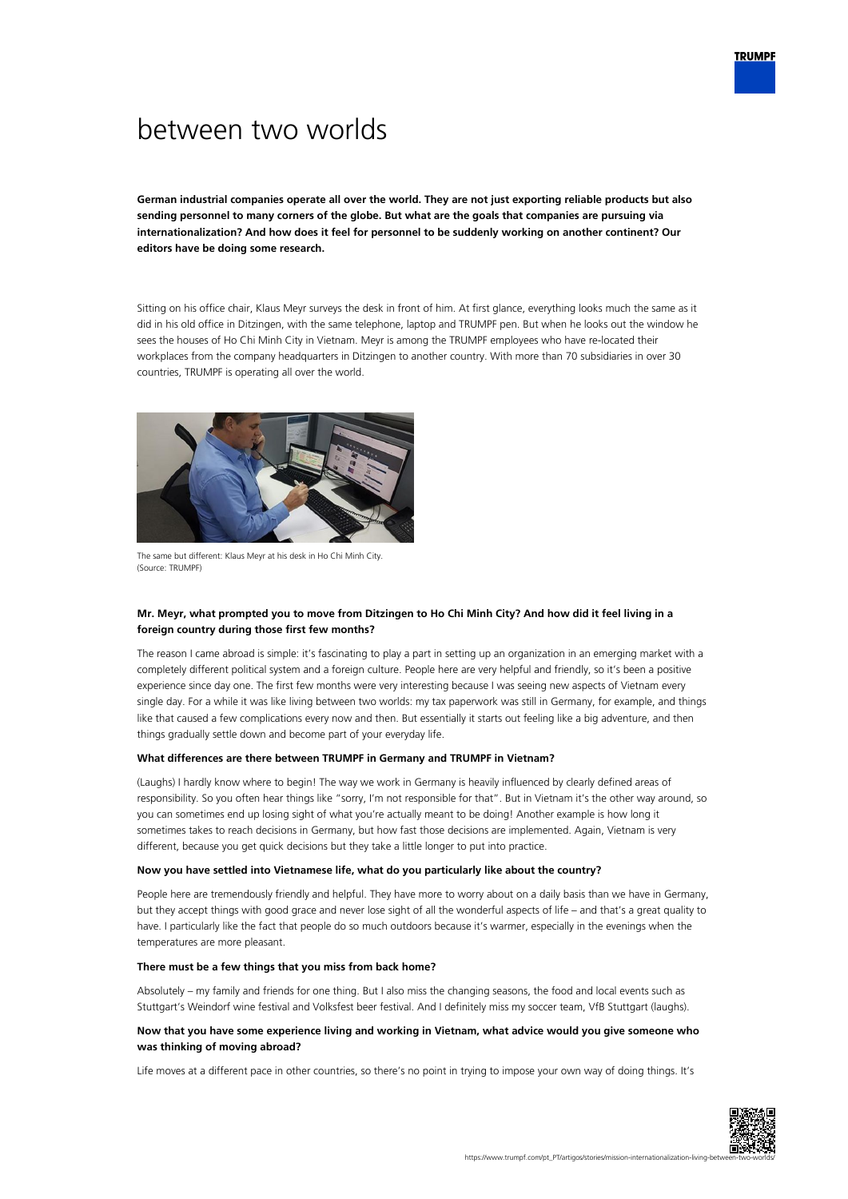# between two worlds

**German industrial companies operate all over the world. They are not just exporting reliable products but also sending personnel to many corners of the globe. But what are the goals that companies are pursuing via internationalization? And how does it feel for personnel to be suddenly working on another continent? Our editors have be doing some research.**

Sitting on his office chair, Klaus Meyr surveys the desk in front of him. At first glance, everything looks much the same as it did in his old office in Ditzingen, with the same telephone, laptop and TRUMPF pen. But when he looks out the window he sees the houses of Ho Chi Minh City in Vietnam. Meyr is among the TRUMPF employees who have re-located their workplaces from the company headquarters in Ditzingen to another country. With more than 70 subsidiaries in over 30 countries, TRUMPF is operating all over the world.

The same but different: Klaus Meyr at his desk in Ho Chi Minh City. (Source: TRUMPF)

#### Mr. Meyr, what prompted you to move from Ditzingen to Ho Chi Minh City? And how did it feel living in a foreign country during those first few months?

The reason I came abroad is simple: it's fascinating to play a part in setting up an organization in an emerging market with a completely different political system and a foreign culture. People here are very helpful and friendly, so it's been a positive experience since day one. The first few months were very interesting because I was seeing new aspects of Vietnam every single day. For a while it was like living between two worlds: my tax paperwork was still in Germany, for example, and things like that caused a few complications every now and then. But essentially it starts out feeling like a big adventure, and then things gradually settle down and become part of your everyday life.

#### What differences are there between TRUMPF in Germany and TRUMPF in Vietnam?

(Laughs) I hardly know where to begin! The way we work in Germany is heavily influenced by clearly defined areas of responsibility. So you often hear things like "sorry, I'm not responsible for that". But in Vietnam it's the other way around, so you can sometimes end up losing sight of what you're actually meant to be doing! Another example is how long it sometimes takes to reach decisions in Germany, but how fast those decisions are implemented. Again, Vietnam is very different, because you get quick decisions but they take a little longer to put into practice.

#### Now you have settled into Vietnamese life, what do you particularly like about the country?

People here are tremendously friendly and helpful. They have more to worry about on a daily basis than we have in Germany, but they accept things with good grace and never lose sight of all the wonderful aspects of life – and that's a great quality to have. I particularly like the fact that people do so much outdoors because it's warmer, especially in the evenings when the temperatures are more pleasant.

#### There must be a few things that you miss from back home?

Absolutely – my family and friends for one thing. But I also miss the changing seasons, the food and local events such as Stuttgart's Weindorf wine festival and Volksfest beer festival. And I definitely miss my soccer team, VfB Stuttgart (laughs).

#### Now that you have some experience living and working in Vietnam, what advice would you give someone who was thinking of moving abroad?

Life moves at a different pace in other countries, so there's no point in trying to impose your own way of doing things. It's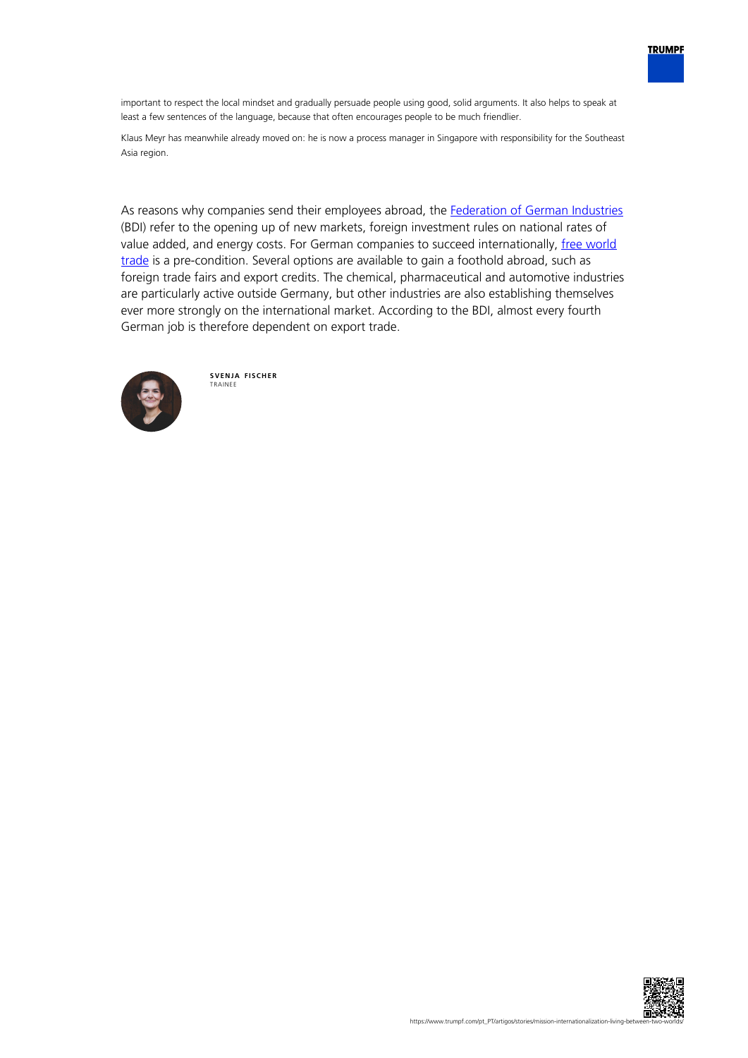important to respect the local mindset and gradually persuade people using good, solid arguments. It also helps to speak at least a few sentences of the language, because that often encourages people to be much friendlier.

Klaus Meyr has meanwhile already moved on: he is now a process manager in Singapore with responsibility for the Southeast Asia region.

As reasons why companies send their employees abroad, the Federation of German Industries (BDI) refer to the opening up of new markets, foreign investment rules on national rates of value added, and energy costs. For German companies to succeed internationally, free world trade is a pre-condition. Several options are available to gain a foothold abroad, such as foreign trade fairs and export credits. The chemical, pharmaceutical and automotive industries are particularly active outside Germany, but other industries are also establishing themselves ever more strongly on the international market. According to the BDI, almost every fourth German job is therefore dependent on export trade.

**SVENJA FISCHER**
TRAINEE